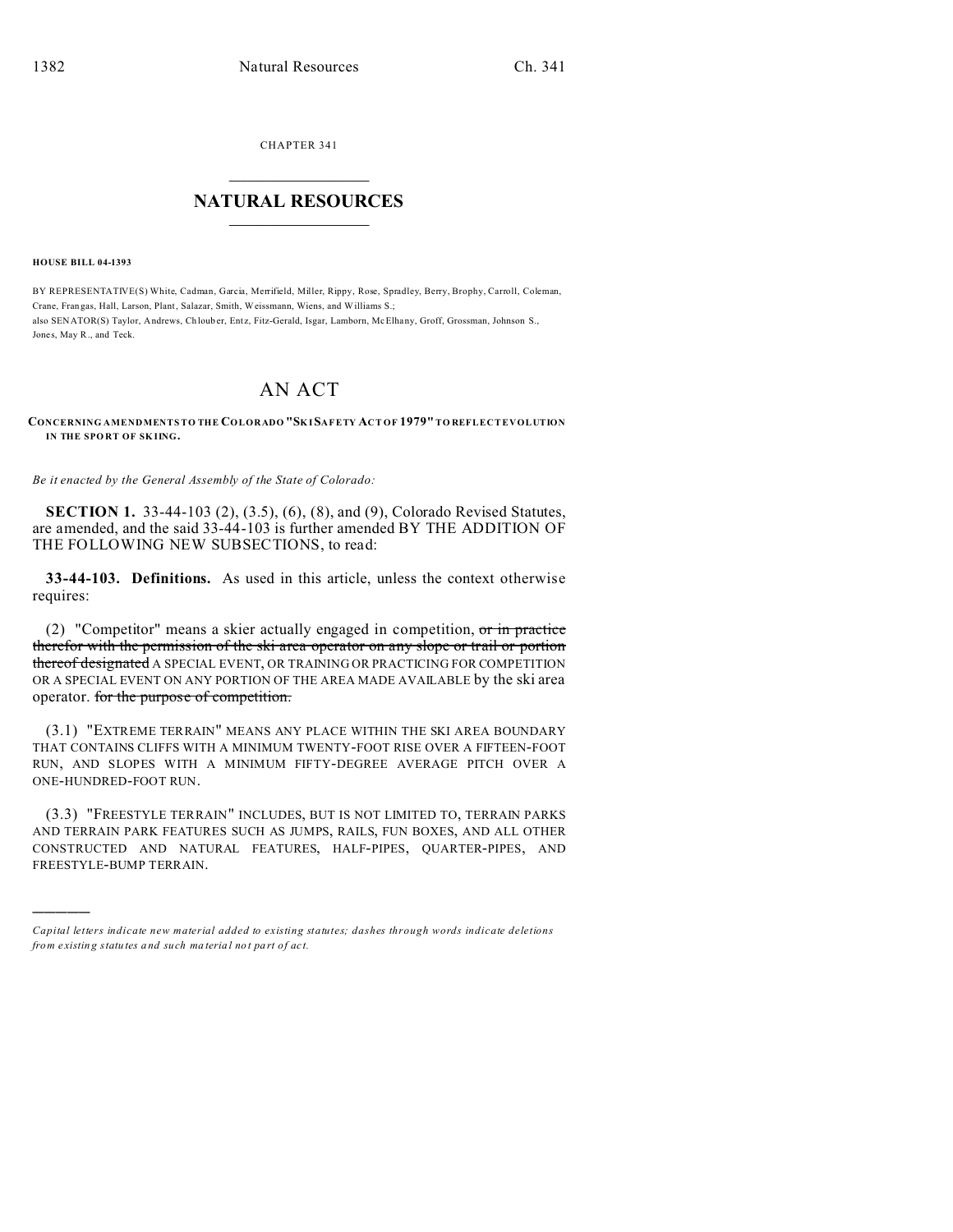CHAPTER 341

# NATURAL RESOURCES

**HOUSE BILL 04-1393**

BY REPRESENTATIVE(S) White, Cadman, Garcia, Merrifield, Miller, Rippy, Rose, Spradley, Berry, Brophy, Carroll, Coleman, Crane, Frangas, Hall, Larson, Plant, Salazar, Smith, Weissmann, Wiens, and Williams S.;
also SENATOR(S) Taylor, Andrews, Chlouber, Entz, Fitz-Gerald, Isgar, Lamborn, McElhany, Groff, Grossman, Johnson S., Jones, May R., and Teck.

# AN ACT

**CONCERNING AMENDMENTS TO THE COLORADO "SKI SAFETY ACT OF 1979" TO REFLECT EVOLUTION IN THE SPORT OF SKIING.**

*Be it enacted by the General Assembly of the State of Colorado:*

**SECTION 1.** 33-44-103 (2), (3.5), (6), (8), and (9), Colorado Revised Statutes, are amended, and the said 33-44-103 is further amended BY THE ADDITION OF THE FOLLOWING NEW SUBSECTIONS, to read:

**33-44-103. Definitions.** As used in this article, unless the context otherwise requires:

(2) "Competitor" means a skier actually engaged in competition, ~~or in practice therefor with the permission of the ski area operator on any slope or trail or portion thereof designated~~ A SPECIAL EVENT, OR TRAINING OR PRACTICING FOR COMPETITION OR A SPECIAL EVENT ON ANY PORTION OF THE AREA MADE AVAILABLE by the ski area operator. ~~for the purpose of competition.~~

(3.1) "EXTREME TERRAIN" MEANS ANY PLACE WITHIN THE SKI AREA BOUNDARY THAT CONTAINS CLIFFS WITH A MINIMUM TWENTY-FOOT RISE OVER A FIFTEEN-FOOT RUN, AND SLOPES WITH A MINIMUM FIFTY-DEGREE AVERAGE PITCH OVER A ONE-HUNDRED-FOOT RUN.

(3.3) "FREESTYLE TERRAIN" INCLUDES, BUT IS NOT LIMITED TO, TERRAIN PARKS AND TERRAIN PARK FEATURES SUCH AS JUMPS, RAILS, FUN BOXES, AND ALL OTHER CONSTRUCTED AND NATURAL FEATURES, HALF-PIPES, QUARTER-PIPES, AND FREESTYLE-BUMP TERRAIN.

---

*Capital letters indicate new material added to existing statutes; dashes through words indicate deletions from existing statutes and such material not part of act.*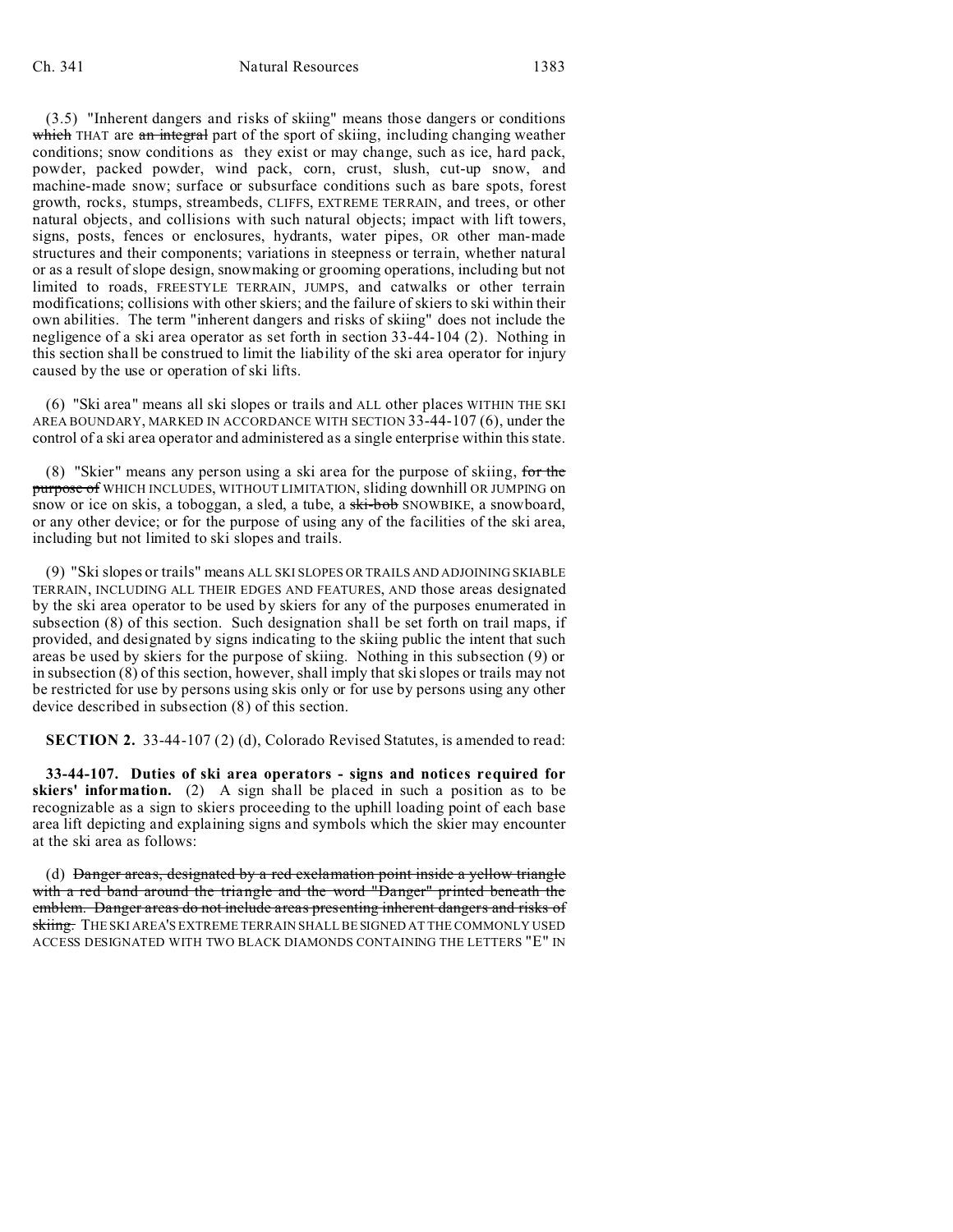(3.5) "Inherent dangers and risks of skiing" means those dangers or conditions ~~which~~ THAT are ~~an integral~~ part of the sport of skiing, including changing weather conditions; snow conditions as they exist or may change, such as ice, hard pack, powder, packed powder, wind pack, corn, crust, slush, cut-up snow, and machine-made snow; surface or subsurface conditions such as bare spots, forest growth, rocks, stumps, streambeds, CLIFFS, EXTREME TERRAIN, and trees, or other natural objects, and collisions with such natural objects; impact with lift towers, signs, posts, fences or enclosures, hydrants, water pipes, OR other man-made structures and their components; variations in steepness or terrain, whether natural or as a result of slope design, snowmaking or grooming operations, including but not limited to roads, FREESTYLE TERRAIN, JUMPS, and catwalks or other terrain modifications; collisions with other skiers; and the failure of skiers to ski within their own abilities. The term "inherent dangers and risks of skiing" does not include the negligence of a ski area operator as set forth in section 33-44-104 (2). Nothing in this section shall be construed to limit the liability of the ski area operator for injury caused by the use or operation of ski lifts.

(6) "Ski area" means all ski slopes or trails and ALL other places WITHIN THE SKI AREA BOUNDARY, MARKED IN ACCORDANCE WITH SECTION 33-44-107 (6), under the control of a ski area operator and administered as a single enterprise within this state.

(8) "Skier" means any person using a ski area for the purpose of skiing, ~~for the purpose of~~ WHICH INCLUDES, WITHOUT LIMITATION, sliding downhill OR JUMPING on snow or ice on skis, a toboggan, a sled, a tube, a ~~ski-bob~~ SNOWBIKE, a snowboard, or any other device; or for the purpose of using any of the facilities of the ski area, including but not limited to ski slopes and trails.

(9) "Ski slopes or trails" means ALL SKI SLOPES OR TRAILS AND ADJOINING SKIABLE TERRAIN, INCLUDING ALL THEIR EDGES AND FEATURES, AND those areas designated by the ski area operator to be used by skiers for any of the purposes enumerated in subsection (8) of this section. Such designation shall be set forth on trail maps, if provided, and designated by signs indicating to the skiing public the intent that such areas be used by skiers for the purpose of skiing. Nothing in this subsection (9) or in subsection (8) of this section, however, shall imply that ski slopes or trails may not be restricted for use by persons using skis only or for use by persons using any other device described in subsection (8) of this section.

**SECTION 2.** 33-44-107 (2) (d), Colorado Revised Statutes, is amended to read:

**33-44-107. Duties of ski area operators - signs and notices required for skiers' information.** (2) A sign shall be placed in such a position as to be recognizable as a sign to skiers proceeding to the uphill loading point of each base area lift depicting and explaining signs and symbols which the skier may encounter at the ski area as follows:

(d) ~~Danger areas, designated by a red exclamation point inside a yellow triangle with a red band around the triangle and the word "Danger" printed beneath the emblem. Danger areas do not include areas presenting inherent dangers and risks of skiing.~~ THE SKI AREA'S EXTREME TERRAIN SHALL BE SIGNED AT THE COMMONLY USED ACCESS DESIGNATED WITH TWO BLACK DIAMONDS CONTAINING THE LETTERS "E" IN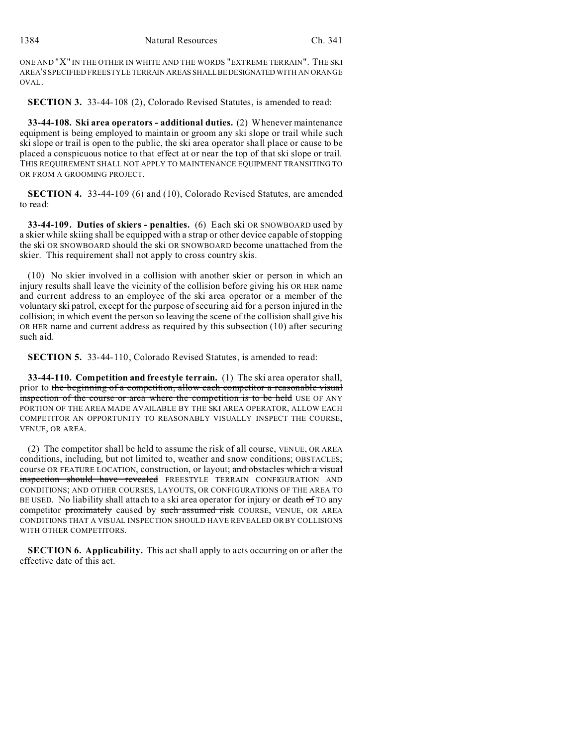ONE AND "X" IN THE OTHER IN WHITE AND THE WORDS "EXTREME TERRAIN". THE SKI AREA'S SPECIFIED FREESTYLE TERRAIN AREAS SHALL BE DESIGNATED WITH AN ORANGE OVAL.

**SECTION 3.** 33-44-108 (2), Colorado Revised Statutes, is amended to read:

**33-44-108. Ski area operators - additional duties.** (2) Whenever maintenance equipment is being employed to maintain or groom any ski slope or trail while such ski slope or trail is open to the public, the ski area operator shall place or cause to be placed a conspicuous notice to that effect at or near the top of that ski slope or trail. THIS REQUIREMENT SHALL NOT APPLY TO MAINTENANCE EQUIPMENT TRANSITING TO OR FROM A GROOMING PROJECT.

**SECTION 4.** 33-44-109 (6) and (10), Colorado Revised Statutes, are amended to read:

**33-44-109. Duties of skiers - penalties.** (6) Each ski OR SNOWBOARD used by a skier while skiing shall be equipped with a strap or other device capable of stopping the ski OR SNOWBOARD should the ski OR SNOWBOARD become unattached from the skier. This requirement shall not apply to cross country skis.

(10) No skier involved in a collision with another skier or person in which an injury results shall leave the vicinity of the collision before giving his OR HER name and current address to an employee of the ski area operator or a member of the ~~voluntary~~ ski patrol, except for the purpose of securing aid for a person injured in the collision; in which event the person so leaving the scene of the collision shall give his OR HER name and current address as required by this subsection (10) after securing such aid.

**SECTION 5.** 33-44-110, Colorado Revised Statutes, is amended to read:

**33-44-110. Competition and freestyle terrain.** (1) The ski area operator shall, prior to ~~the beginning of a competition, allow each competitor a reasonable visual inspection of the course or area where the competition is to be held~~ USE OF ANY PORTION OF THE AREA MADE AVAILABLE BY THE SKI AREA OPERATOR, ALLOW EACH COMPETITOR AN OPPORTUNITY TO REASONABLY VISUALLY INSPECT THE COURSE, VENUE, OR AREA.

(2) The competitor shall be held to assume the risk of all course, VENUE, OR AREA conditions, including, but not limited to, weather and snow conditions; OBSTACLES; course OR FEATURE LOCATION, construction, or layout; ~~and obstacles which a visual inspection should have revealed~~ FREESTYLE TERRAIN CONFIGURATION AND CONDITIONS; AND OTHER COURSES, LAYOUTS, OR CONFIGURATIONS OF THE AREA TO BE USED. No liability shall attach to a ski area operator for injury or death ~~of~~ TO any competitor ~~proximately~~ caused by ~~such assumed risk~~ COURSE, VENUE, OR AREA CONDITIONS THAT A VISUAL INSPECTION SHOULD HAVE REVEALED OR BY COLLISIONS WITH OTHER COMPETITORS.

**SECTION 6. Applicability.** This act shall apply to acts occurring on or after the effective date of this act.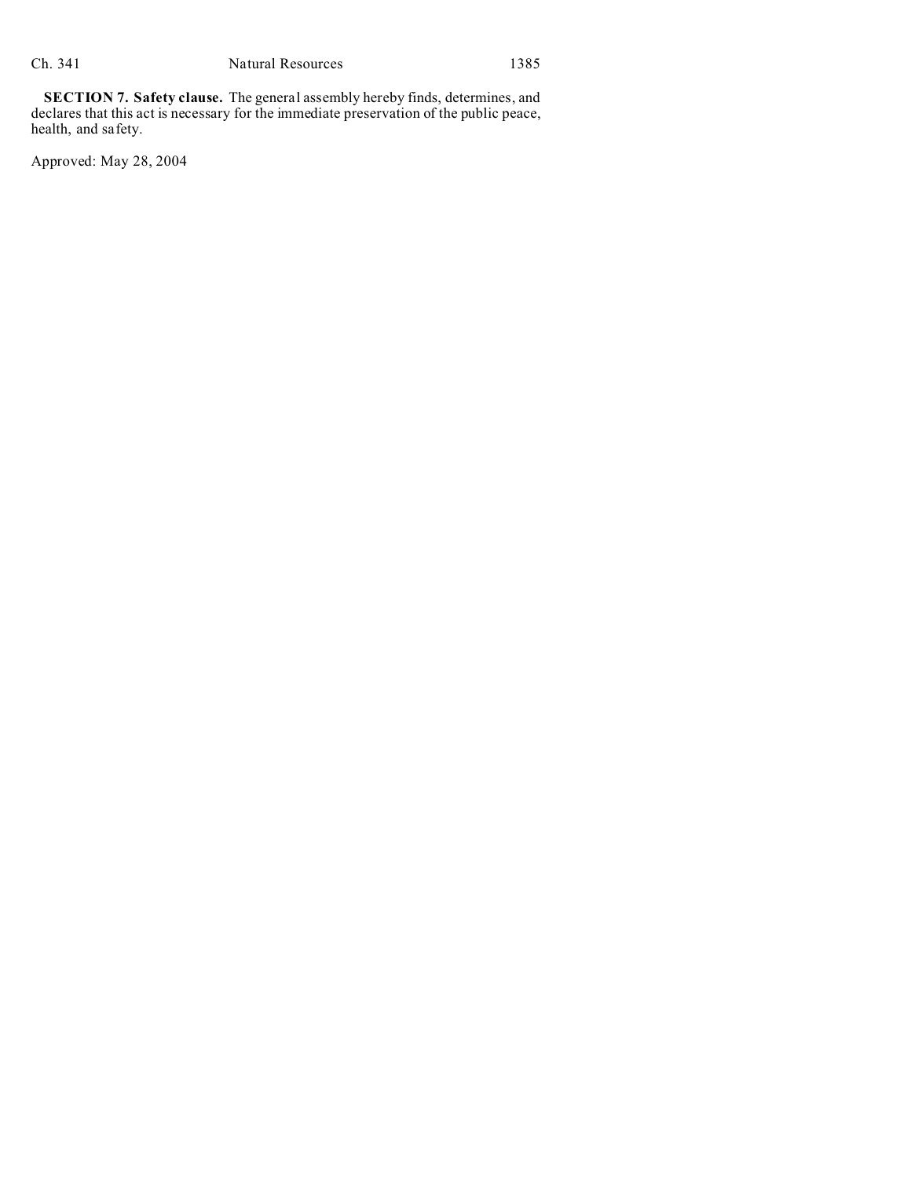**SECTION 7. Safety clause.** The general assembly hereby finds, determines, and declares that this act is necessary for the immediate preservation of the public peace, health, and safety.

Approved: May 28, 2004